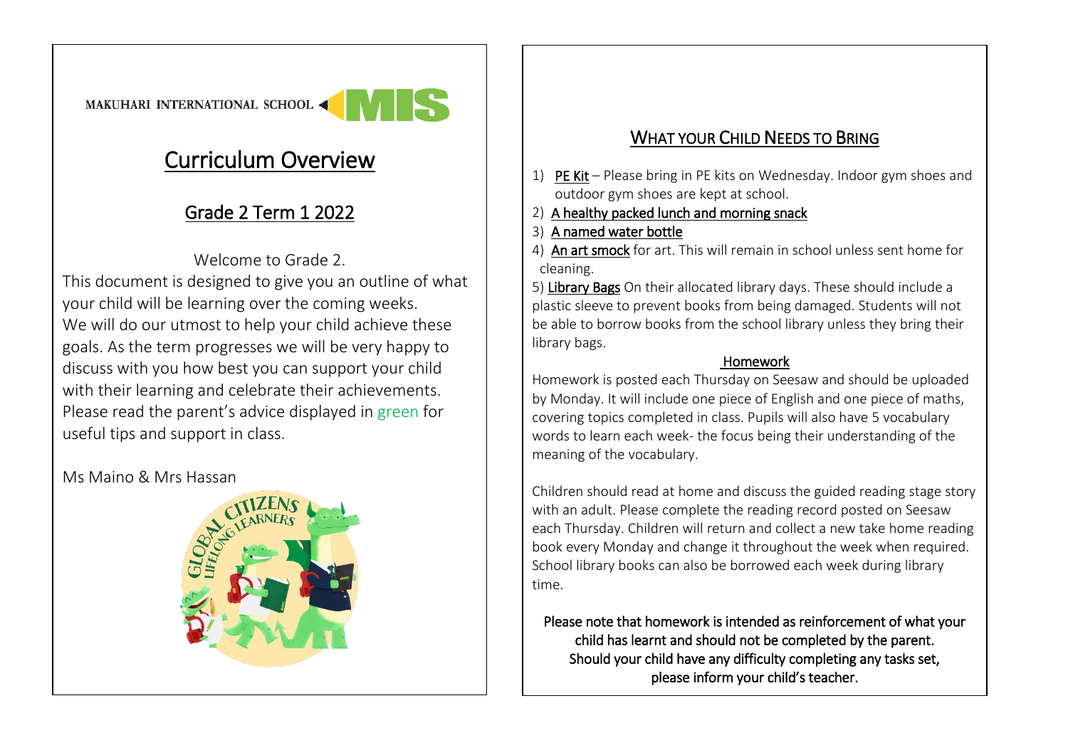MAKUHARI INTERNATIONAL SCHOOL MIS

# Curriculum Overview

## Grade 2 Term 1 2022

Welcome to Grade 2.

This document is designed to give you an outline of what your child will be learning over the coming weeks. We will do our utmost to help your child achieve these goals. As the term progresses we will be very happy to discuss with you how best you can support your child with their learning and celebrate their achievements. Please read the parent's advice displayed in green for useful tips and support in class.

Ms Maino & Mrs Hassan

## WHAT YOUR CHILD NEEDS TO BRING

1) PE Kit – Please bring in PE kits on Wednesday. Indoor gym shoes and outdoor gym shoes are kept at school.
2) A healthy packed lunch and morning snack
3) A named water bottle
4) An art smock for art. This will remain in school unless sent home for cleaning.
5) Library Bags On their allocated library days. These should include a plastic sleeve to prevent books from being damaged. Students will not be able to borrow books from the school library unless they bring their library bags.

### Homework

Homework is posted each Thursday on Seesaw and should be uploaded by Monday. It will include one piece of English and one piece of maths, covering topics completed in class. Pupils will also have 5 vocabulary words to learn each week- the focus being their understanding of the meaning of the vocabulary.

Children should read at home and discuss the guided reading stage story with an adult. Please complete the reading record posted on Seesaw each Thursday. Children will return and collect a new take home reading book every Monday and change it throughout the week when required. School library books can also be borrowed each week during library time.

Please note that homework is intended as reinforcement of what your child has learnt and should not be completed by the parent. Should your child have any difficulty completing any tasks set, please inform your child's teacher.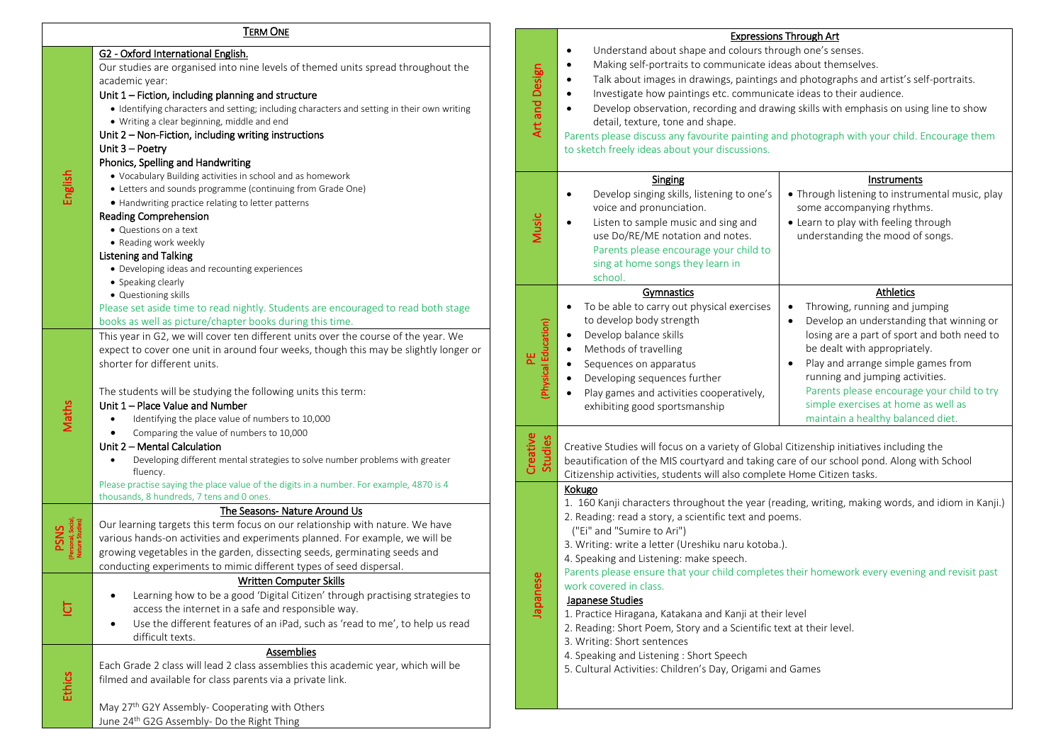# Term One

## English

**G2 - Oxford International English.**

Our studies are organised into nine levels of themed units spread throughout the academic year:

**Unit 1 – Fiction, including planning and structure**

- Identifying characters and setting; including characters and setting in their own writing
- Writing a clear beginning, middle and end

**Unit 2 – Non-Fiction, including writing instructions**

**Unit 3 – Poetry**

**Phonics, Spelling and Handwriting**

- Vocabulary Building activities in school and as homework
- Letters and sounds programme (continuing from Grade One)
- Handwriting practice relating to letter patterns

**Reading Comprehension**

- Questions on a text
- Reading work weekly

**Listening and Talking**

- Developing ideas and recounting experiences
- Speaking clearly
- Questioning skills

Please set aside time to read nightly. Students are encouraged to read both stage books as well as picture/chapter books during this time.

## Maths

This year in G2, we will cover ten different units over the course of the year. We expect to cover one unit in around four weeks, though this may be slightly longer or shorter for different units.

The students will be studying the following units this term:

**Unit 1 – Place Value and Number**

- Identifying the place value of numbers to 10,000
- Comparing the value of numbers to 10,000

**Unit 2 – Mental Calculation**

- Developing different mental strategies to solve number problems with greater fluency.

Please practise saying the place value of the digits in a number. For example, 4870 is 4 thousands, 8 hundreds, 7 tens and 0 ones.

## PSNS (Personal, Social, Nature Studies)

**The Seasons- Nature Around Us**

Our learning targets this term focus on our relationship with nature. We have various hands-on activities and experiments planned. For example, we will be growing vegetables in the garden, dissecting seeds, germinating seeds and conducting experiments to mimic different types of seed dispersal.

## ICT

**Written Computer Skills**

- Learning how to be a good 'Digital Citizen' through practising strategies to access the internet in a safe and responsible way.
- Use the different features of an iPad, such as 'read to me', to help us read difficult texts.

## Ethics

**Assemblies**

Each Grade 2 class will lead 2 class assemblies this academic year, which will be filmed and available for class parents via a private link.

May 27th G2Y Assembly- Cooperating with Others

June 24th G2G Assembly- Do the Right Thing

## Art and Design

**Expressions Through Art**

- Understand about shape and colours through one's senses.
- Making self-portraits to communicate ideas about themselves.
- Talk about images in drawings, paintings and photographs and artist's self-portraits.
- Investigate how paintings etc. communicate ideas to their audience.
- Develop observation, recording and drawing skills with emphasis on using line to show detail, texture, tone and shape.

Parents please discuss any favourite painting and photograph with your child. Encourage them to sketch freely ideas about your discussions.

## Music

**Singing**

- Develop singing skills, listening to one's voice and pronunciation.
- Listen to sample music and sing and use Do/RE/ME notation and notes.

Parents please encourage your child to sing at home songs they learn in school.

**Instruments**

- Through listening to instrumental music, play some accompanying rhythms.
- Learn to play with feeling through understanding the mood of songs.

## PE (Physical Education)

**Gymnastics**

- To be able to carry out physical exercises to develop body strength
- Develop balance skills
- Methods of travelling
- Sequences on apparatus
- Developing sequences further
- Play games and activities cooperatively, exhibiting good sportsmanship

**Athletics**

- Throwing, running and jumping
- Develop an understanding that winning or losing are a part of sport and both need to be dealt with appropriately.
- Play and arrange simple games from running and jumping activities.

Parents please encourage your child to try simple exercises at home as well as maintain a healthy balanced diet.

## Creative Studies

Creative Studies will focus on a variety of Global Citizenship initiatives including the beautification of the MIS courtyard and taking care of our school pond. Along with School Citizenship activities, students will also complete Home Citizen tasks.

## Japanese

**Kokugo**

1. 160 Kanji characters throughout the year (reading, writing, making words, and idiom in Kanji.)
2. Reading: read a story, a scientific text and poems. ("Ei" and "Sumire to Ari")
3. Writing: write a letter (Ureshiku naru kotoba.).
4. Speaking and Listening: make speech.

Parents please ensure that your child completes their homework every evening and revisit past work covered in class.

**Japanese Studies**

1. Practice Hiragana, Katakana and Kanji at their level
2. Reading: Short Poem, Story and a Scientific text at their level.
3. Writing: Short sentences
4. Speaking and Listening : Short Speech
5. Cultural Activities: Children's Day, Origami and Games